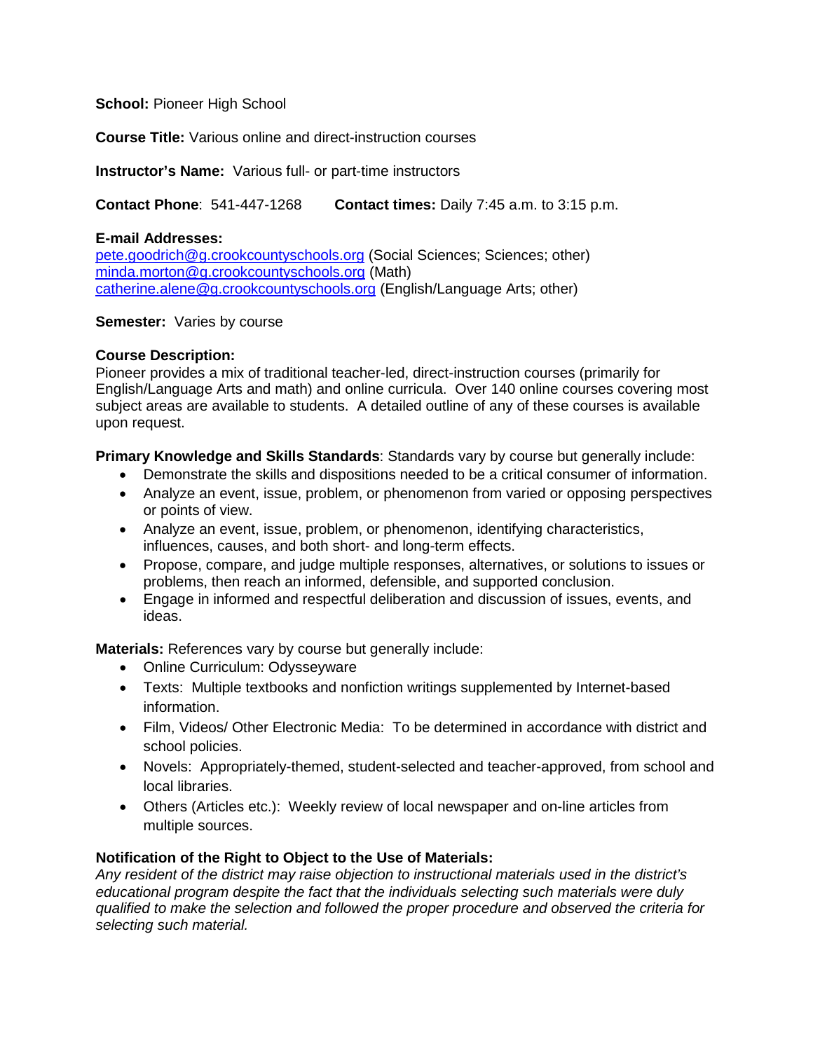**School:** Pioneer High School

**Course Title:** Various online and direct-instruction courses

**Instructor's Name:** Various full- or part-time instructors

**Contact Phone**: 541-447-1268 **Contact times:** Daily 7:45 a.m. to 3:15 p.m.

**E-mail Addresses:**
pete.goodrich@g.crookcountyschools.org (Social Sciences; Sciences; other)
minda.morton@g.crookcountyschools.org (Math)
catherine.alene@g.crookcountyschools.org (English/Language Arts; other)

**Semester:** Varies by course

**Course Description:**
Pioneer provides a mix of traditional teacher-led, direct-instruction courses (primarily for English/Language Arts and math) and online curricula. Over 140 online courses covering most subject areas are available to students. A detailed outline of any of these courses is available upon request.

**Primary Knowledge and Skills Standards**: Standards vary by course but generally include:

- Demonstrate the skills and dispositions needed to be a critical consumer of information.
- Analyze an event, issue, problem, or phenomenon from varied or opposing perspectives or points of view.
- Analyze an event, issue, problem, or phenomenon, identifying characteristics, influences, causes, and both short- and long-term effects.
- Propose, compare, and judge multiple responses, alternatives, or solutions to issues or problems, then reach an informed, defensible, and supported conclusion.
- Engage in informed and respectful deliberation and discussion of issues, events, and ideas.

**Materials:** References vary by course but generally include:

- Online Curriculum: Odysseyware
- Texts: Multiple textbooks and nonfiction writings supplemented by Internet-based information.
- Film, Videos/ Other Electronic Media: To be determined in accordance with district and school policies.
- Novels: Appropriately-themed, student-selected and teacher-approved, from school and local libraries.
- Others (Articles etc.): Weekly review of local newspaper and on-line articles from multiple sources.

**Notification of the Right to Object to the Use of Materials:**
*Any resident of the district may raise objection to instructional materials used in the district's educational program despite the fact that the individuals selecting such materials were duly qualified to make the selection and followed the proper procedure and observed the criteria for selecting such material.*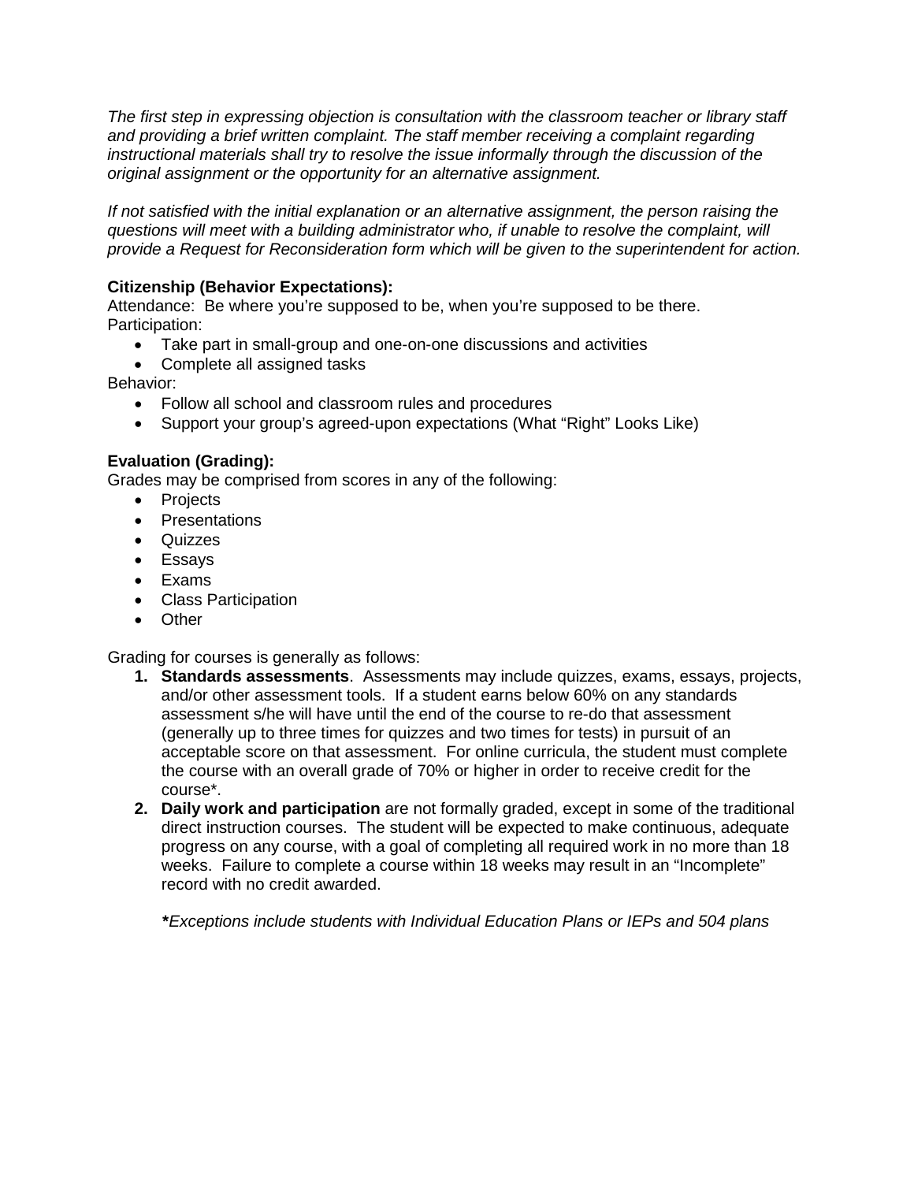*The first step in expressing objection is consultation with the classroom teacher or library staff and providing a brief written complaint. The staff member receiving a complaint regarding instructional materials shall try to resolve the issue informally through the discussion of the original assignment or the opportunity for an alternative assignment.*

*If not satisfied with the initial explanation or an alternative assignment, the person raising the questions will meet with a building administrator who, if unable to resolve the complaint, will provide a Request for Reconsideration form which will be given to the superintendent for action.*

**Citizenship (Behavior Expectations):**

Attendance: Be where you're supposed to be, when you're supposed to be there.

Participation:

- Take part in small-group and one-on-one discussions and activities
- Complete all assigned tasks

Behavior:

- Follow all school and classroom rules and procedures
- Support your group's agreed-upon expectations (What "Right" Looks Like)

**Evaluation (Grading):**

Grades may be comprised from scores in any of the following:

- Projects
- Presentations
- Quizzes
- Essays
- Exams
- Class Participation
- Other

Grading for courses is generally as follows:

1. **Standards assessments**. Assessments may include quizzes, exams, essays, projects, and/or other assessment tools. If a student earns below 60% on any standards assessment s/he will have until the end of the course to re-do that assessment (generally up to three times for quizzes and two times for tests) in pursuit of an acceptable score on that assessment. For online curricula, the student must complete the course with an overall grade of 70% or higher in order to receive credit for the course*.
2. **Daily work and participation** are not formally graded, except in some of the traditional direct instruction courses. The student will be expected to make continuous, adequate progress on any course, with a goal of completing all required work in no more than 18 weeks. Failure to complete a course within 18 weeks may result in an "Incomplete" record with no credit awarded.

***Exceptions include students with Individual Education Plans or IEPs and 504 plans***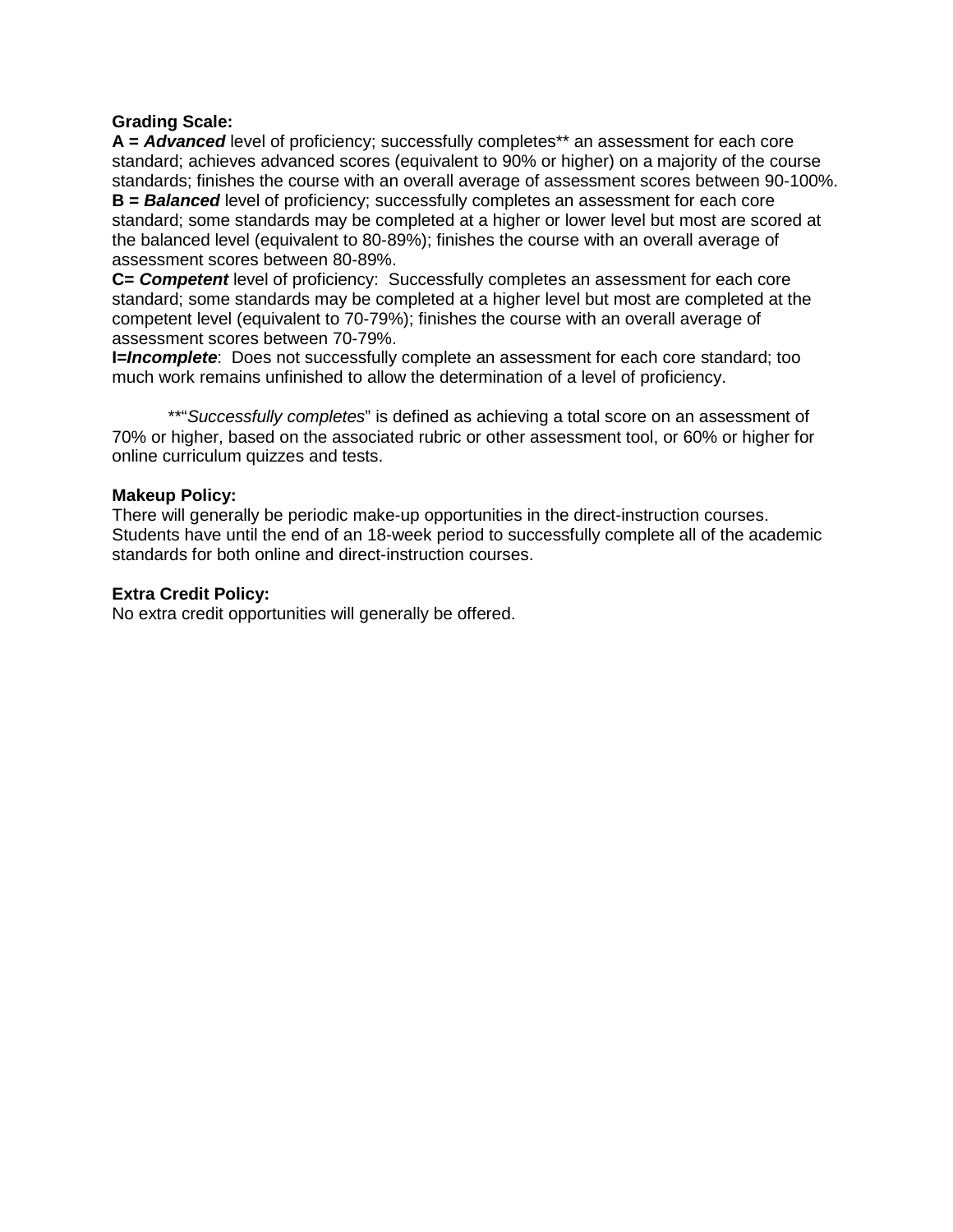**Grading Scale:**
**A = *Advanced*** level of proficiency; successfully completes** an assessment for each core standard; achieves advanced scores (equivalent to 90% or higher) on a majority of the course standards; finishes the course with an overall average of assessment scores between 90-100%.
**B = *Balanced*** level of proficiency; successfully completes an assessment for each core standard; some standards may be completed at a higher or lower level but most are scored at the balanced level (equivalent to 80-89%); finishes the course with an overall average of assessment scores between 80-89%.
**C= *Competent*** level of proficiency: Successfully completes an assessment for each core standard; some standards may be completed at a higher level but most are completed at the competent level (equivalent to 70-79%); finishes the course with an overall average of assessment scores between 70-79%.
**I=*Incomplete***: Does not successfully complete an assessment for each core standard; too much work remains unfinished to allow the determination of a level of proficiency.

**"*Successfully completes*" is defined as achieving a total score on an assessment of 70% or higher, based on the associated rubric or other assessment tool, or 60% or higher for online curriculum quizzes and tests.

**Makeup Policy:**
There will generally be periodic make-up opportunities in the direct-instruction courses. Students have until the end of an 18-week period to successfully complete all of the academic standards for both online and direct-instruction courses.

**Extra Credit Policy:**
No extra credit opportunities will generally be offered.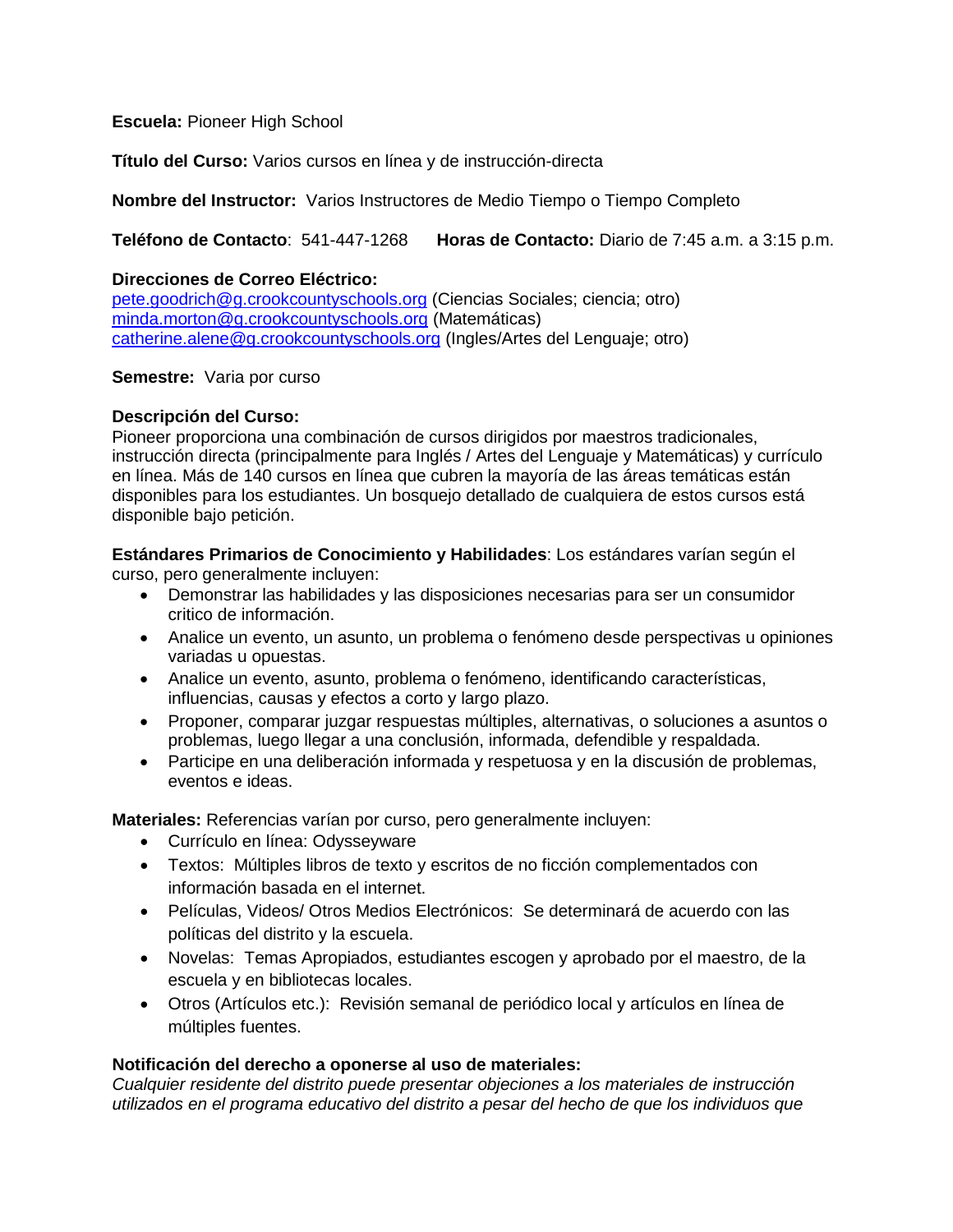**Escuela:** Pioneer High School

**Título del Curso:** Varios cursos en línea y de instrucción-directa

**Nombre del Instructor:** Varios Instructores de Medio Tiempo o Tiempo Completo

**Teléfono de Contacto**: 541-447-1268 **Horas de Contacto:** Diario de 7:45 a.m. a 3:15 p.m.

**Direcciones de Correo Eléctrico:**
pete.goodrich@g.crookcountyschools.org (Ciencias Sociales; ciencia; otro)
minda.morton@g.crookcountyschools.org (Matemáticas)
catherine.alene@g.crookcountyschools.org (Ingles/Artes del Lenguaje; otro)

**Semestre:** Varia por curso

**Descripción del Curso:**
Pioneer proporciona una combinación de cursos dirigidos por maestros tradicionales, instrucción directa (principalmente para Inglés / Artes del Lenguaje y Matemáticas) y currículo en línea. Más de 140 cursos en línea que cubren la mayoría de las áreas temáticas están disponibles para los estudiantes. Un bosquejo detallado de cualquiera de estos cursos está disponible bajo petición.

**Estándares Primarios de Conocimiento y Habilidades**: Los estándares varían según el curso, pero generalmente incluyen:

- Demonstrar las habilidades y las disposiciones necesarias para ser un consumidor critico de información.
- Analice un evento, un asunto, un problema o fenómeno desde perspectivas u opiniones variadas u opuestas.
- Analice un evento, asunto, problema o fenómeno, identificando características, influencias, causas y efectos a corto y largo plazo.
- Proponer, comparar juzgar respuestas múltiples, alternativas, o soluciones a asuntos o problemas, luego llegar a una conclusión, informada, defendible y respaldada.
- Participe en una deliberación informada y respetuosa y en la discusión de problemas, eventos e ideas.

**Materiales:** Referencias varían por curso, pero generalmente incluyen:

- Currículo en línea: Odysseyware
- Textos: Múltiples libros de texto y escritos de no ficción complementados con información basada en el internet.
- Películas, Videos/ Otros Medios Electrónicos: Se determinará de acuerdo con las políticas del distrito y la escuela.
- Novelas: Temas Apropiados, estudiantes escogen y aprobado por el maestro, de la escuela y en bibliotecas locales.
- Otros (Artículos etc.): Revisión semanal de periódico local y artículos en línea de múltiples fuentes.

**Notificación del derecho a oponerse al uso de materiales:**
*Cualquier residente del distrito puede presentar objeciones a los materiales de instrucción utilizados en el programa educativo del distrito a pesar del hecho de que los individuos que*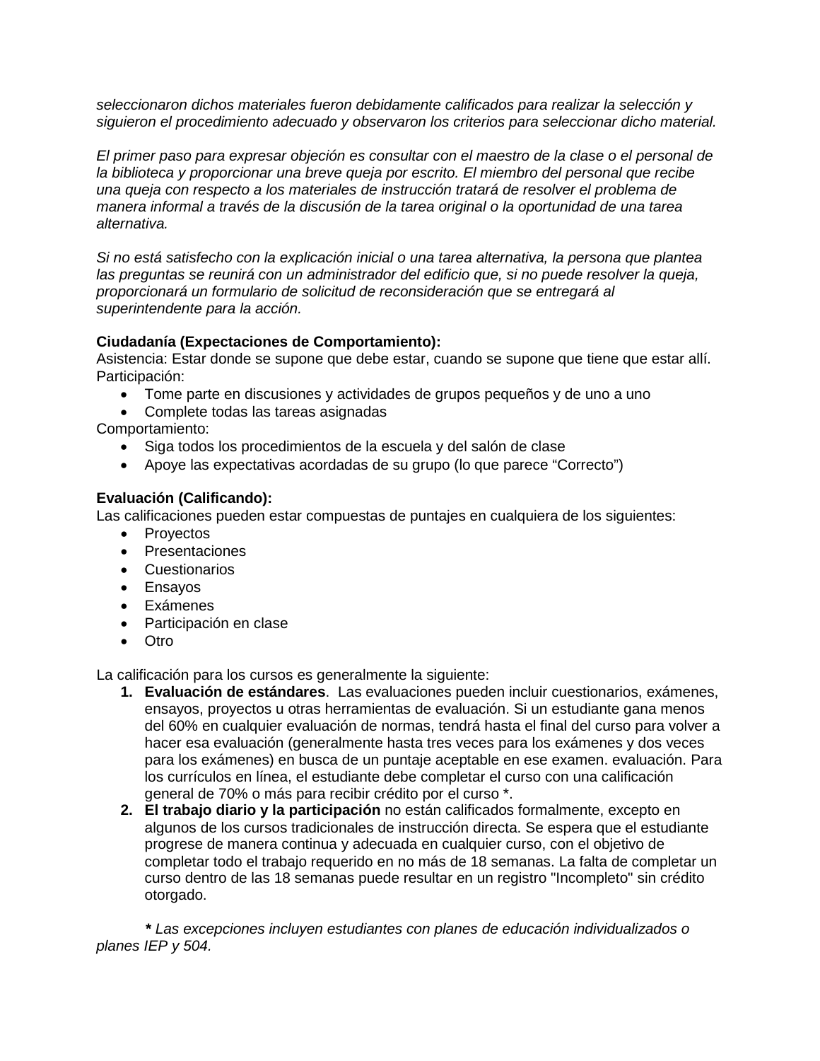*seleccionaron dichos materiales fueron debidamente calificados para realizar la selección y siguieron el procedimiento adecuado y observaron los criterios para seleccionar dicho material.*

*El primer paso para expresar objeción es consultar con el maestro de la clase o el personal de la biblioteca y proporcionar una breve queja por escrito. El miembro del personal que recibe una queja con respecto a los materiales de instrucción tratará de resolver el problema de manera informal a través de la discusión de la tarea original o la oportunidad de una tarea alternativa.*

*Si no está satisfecho con la explicación inicial o una tarea alternativa, la persona que plantea las preguntas se reunirá con un administrador del edificio que, si no puede resolver la queja, proporcionará un formulario de solicitud de reconsideración que se entregará al superintendente para la acción.*

**Ciudadanía (Expectaciones de Comportamiento):**
Asistencia: Estar donde se supone que debe estar, cuando se supone que tiene que estar allí.
Participación:

- Tome parte en discusiones y actividades de grupos pequeños y de uno a uno
- Complete todas las tareas asignadas

Comportamiento:

- Siga todos los procedimientos de la escuela y del salón de clase
- Apoye las expectativas acordadas de su grupo (lo que parece "Correcto")

**Evaluación (Calificando):**
Las calificaciones pueden estar compuestas de puntajes en cualquiera de los siguientes:

- Proyectos
- Presentaciones
- Cuestionarios
- Ensayos
- Exámenes
- Participación en clase
- Otro

La calificación para los cursos es generalmente la siguiente:

1. **Evaluación de estándares**. Las evaluaciones pueden incluir cuestionarios, exámenes, ensayos, proyectos u otras herramientas de evaluación. Si un estudiante gana menos del 60% en cualquier evaluación de normas, tendrá hasta el final del curso para volver a hacer esa evaluación (generalmente hasta tres veces para los exámenes y dos veces para los exámenes) en busca de un puntaje aceptable en ese examen. evaluación. Para los currículos en línea, el estudiante debe completar el curso con una calificación general de 70% o más para recibir crédito por el curso *.
2. **El trabajo diario y la participación** no están calificados formalmente, excepto en algunos de los cursos tradicionales de instrucción directa. Se espera que el estudiante progrese de manera continua y adecuada en cualquier curso, con el objetivo de completar todo el trabajo requerido en no más de 18 semanas. La falta de completar un curso dentro de las 18 semanas puede resultar en un registro "Incompleto" sin crédito otorgado.

**\*** *Las excepciones incluyen estudiantes con planes de educación individualizados o planes IEP y 504.*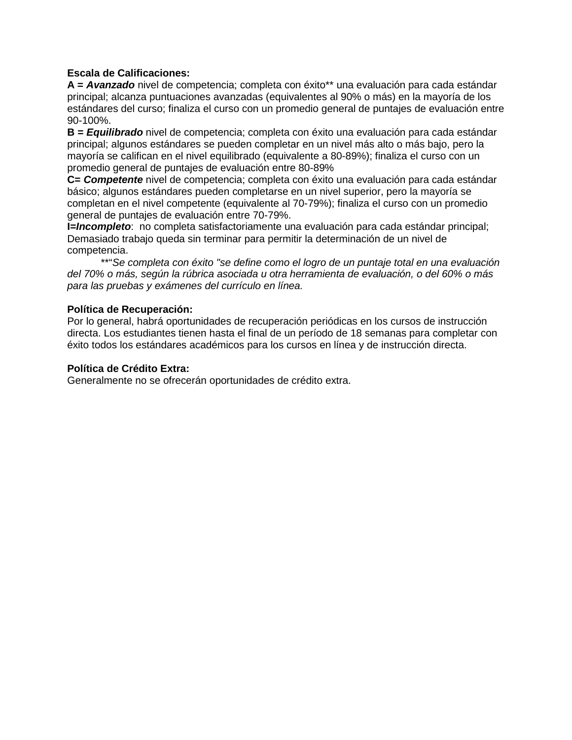**Escala de Calificaciones:**

**A =** ***Avanzado*** nivel de competencia; completa con éxito** una evaluación para cada estándar principal; alcanza puntuaciones avanzadas (equivalentes al 90% o más) en la mayoría de los estándares del curso; finaliza el curso con un promedio general de puntajes de evaluación entre 90-100%.

**B =** ***Equilibrado*** nivel de competencia; completa con éxito una evaluación para cada estándar principal; algunos estándares se pueden completar en un nivel más alto o más bajo, pero la mayoría se califican en el nivel equilibrado (equivalente a 80-89%); finaliza el curso con un promedio general de puntajes de evaluación entre 80-89%

**C=** ***Competente*** nivel de competencia; completa con éxito una evaluación para cada estándar básico; algunos estándares pueden completarse en un nivel superior, pero la mayoría se completan en el nivel competente (equivalente al 70-79%); finaliza el curso con un promedio general de puntajes de evaluación entre 70-79%.

**I=*****Incompleto***: no completa satisfactoriamente una evaluación para cada estándar principal; Demasiado trabajo queda sin terminar para permitir la determinación de un nivel de competencia.

**"*Se completa con éxito "se define como el logro de un puntaje total en una evaluación del 70% o más, según la rúbrica asociada u otra herramienta de evaluación, o del 60% o más para las pruebas y exámenes del currículo en línea.*

**Política de Recuperación:**

Por lo general, habrá oportunidades de recuperación periódicas en los cursos de instrucción directa. Los estudiantes tienen hasta el final de un período de 18 semanas para completar con éxito todos los estándares académicos para los cursos en línea y de instrucción directa.

**Política de Crédito Extra:**

Generalmente no se ofrecerán oportunidades de crédito extra.